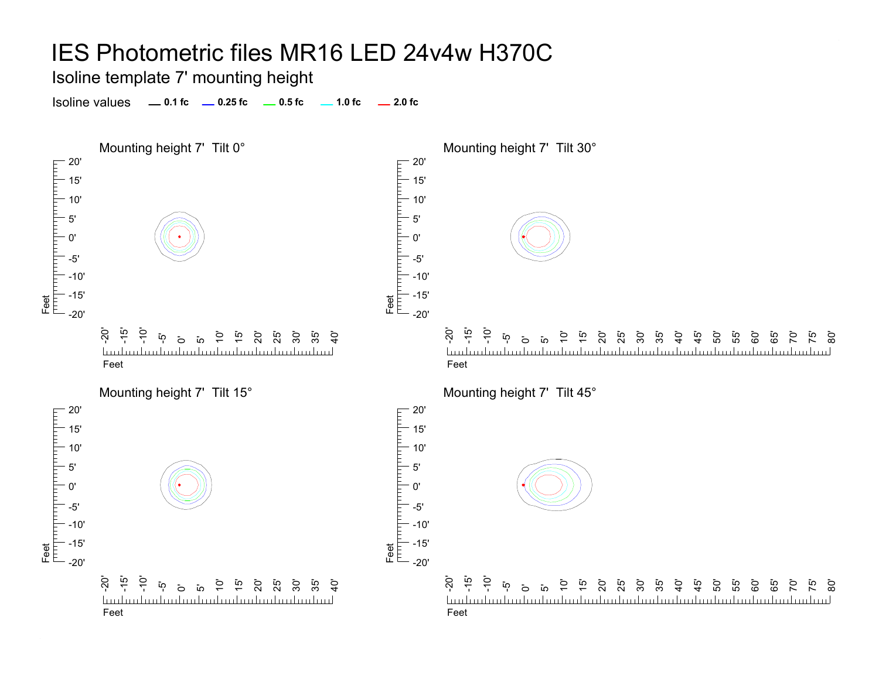# IES Photometric files MR16 LED 24v4w H370C

## Isoline template 7' mounting height

Isoline values — 0.1 fc — 0.25 fc — 0.5 fc — 1.0 fc — 2.0 fc

### Mounting height 7' Tilt 0°

### Mounting height 7' Tilt 30°

### Mounting height 7' Tilt 15°

### Mounting height 7' Tilt 45°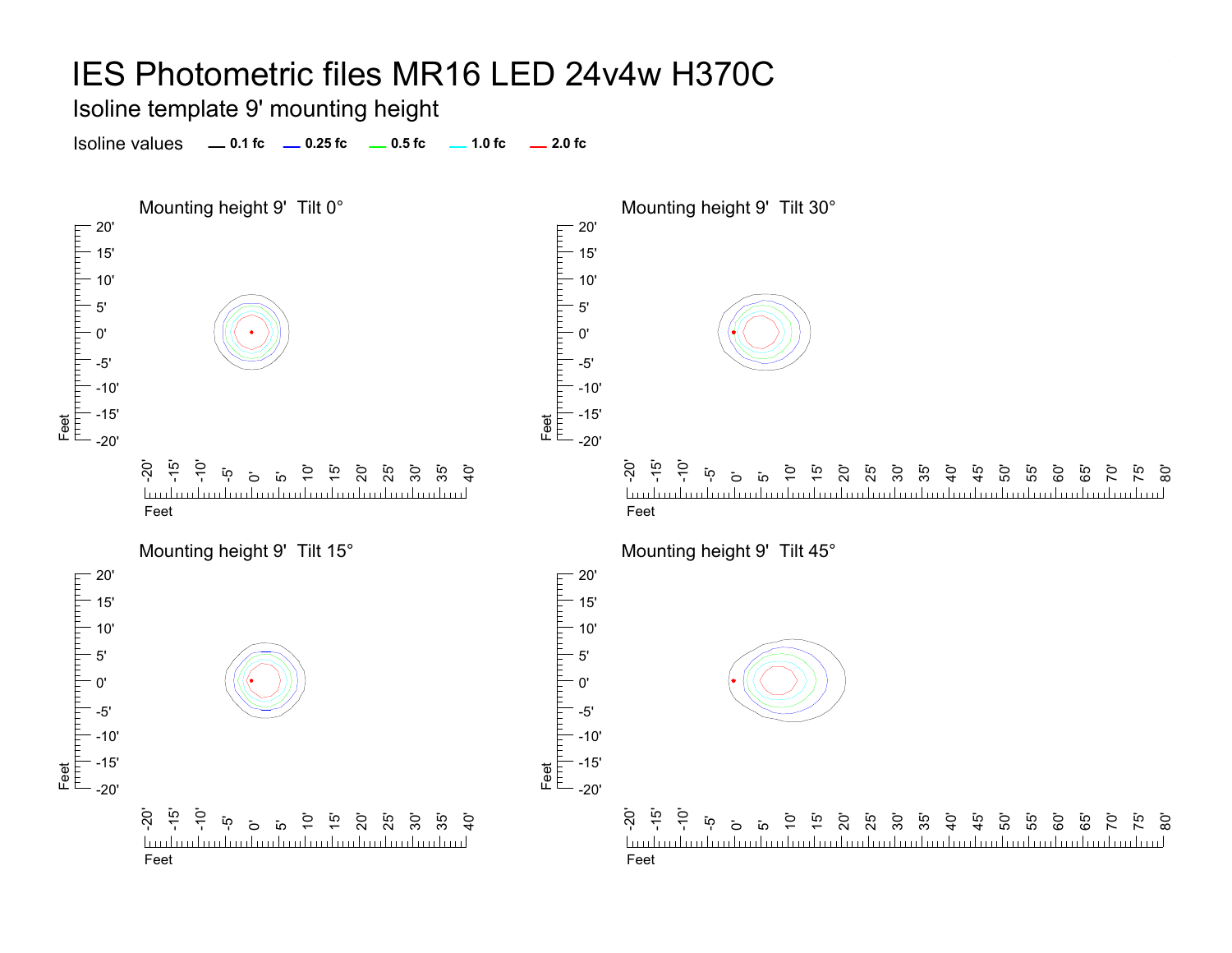# IES Photometric files MR16 LED 24v4w H370C

## Isoline template 9' mounting height

Isoline values — 0.1 fc — 0.25 fc — 0.5 fc — 1.0 fc — 2.0 fc

### Mounting height 9' Tilt 0°

### Mounting height 9' Tilt 30°

### Mounting height 9' Tilt 15°

### Mounting height 9' Tilt 45°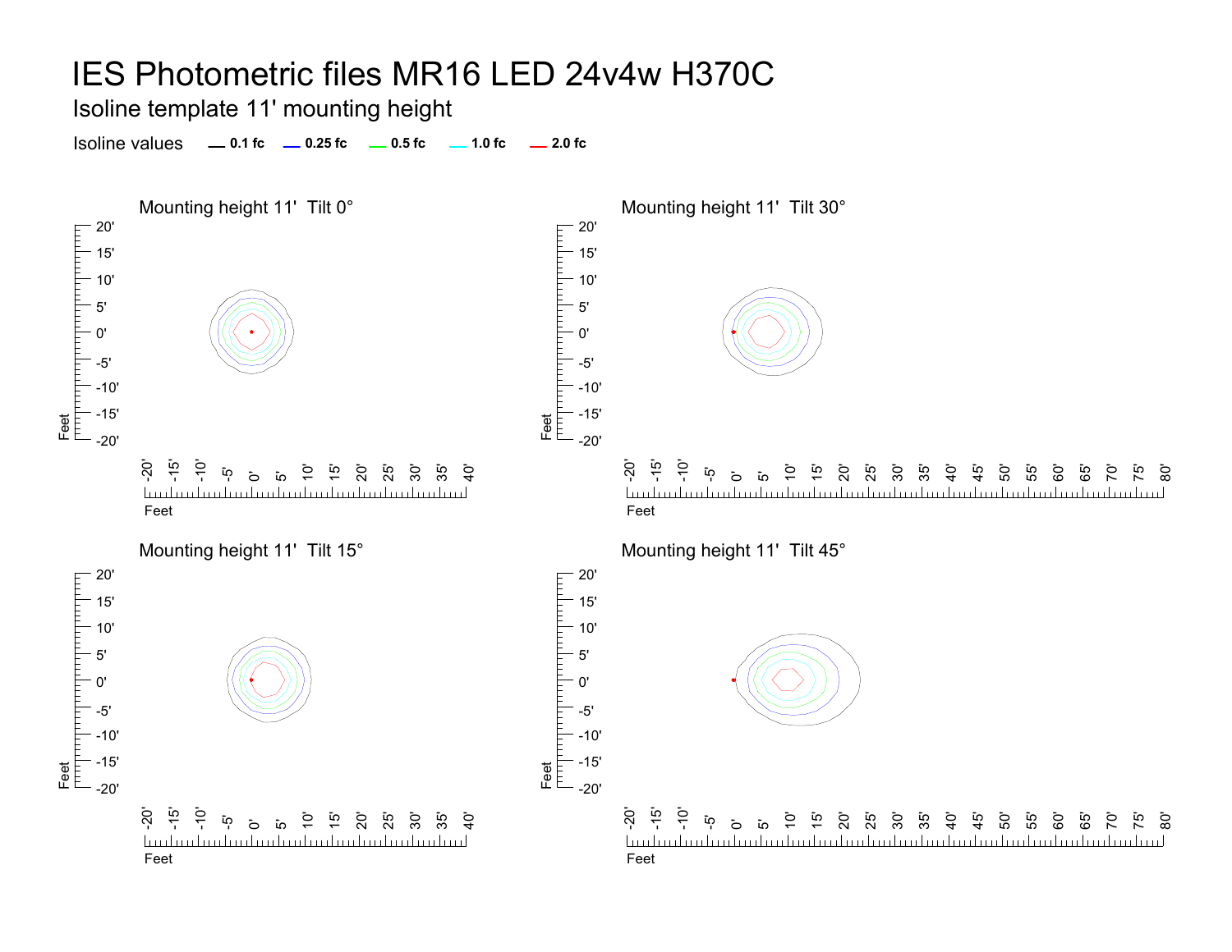# IES Photometric files MR16 LED 24v4w H370C

## Isoline template 11' mounting height

Isoline values — 0.1 fc — 0.25 fc — 0.5 fc — 1.0 fc — 2.0 fc

### Mounting height 11' Tilt 0°

Feet: -20' -15' -10' -5' 0' 5' 10' 15' 20' 25' 30' 35' 40'

Feet: 20' 15' 10' 5' 0' -5' -10' -15' -20'

### Mounting height 11' Tilt 30°

Feet: -20' -15' -10' -5' 0' 5' 10' 15' 20' 25' 30' 35' 40' 45' 50' 55' 60' 65' 70' 75' 80'

Feet: 20' 15' 10' 5' 0' -5' -10' -15' -20'

### Mounting height 11' Tilt 15°

Feet: -20' -15' -10' -5' 0' 5' 10' 15' 20' 25' 30' 35' 40'

Feet: 20' 15' 10' 5' 0' -5' -10' -15' -20'

### Mounting height 11' Tilt 45°

Feet: -20' -15' -10' -5' 0' 5' 10' 15' 20' 25' 30' 35' 40' 45' 50' 55' 60' 65' 70' 75' 80'

Feet: 20' 15' 10' 5' 0' -5' -10' -15' -20'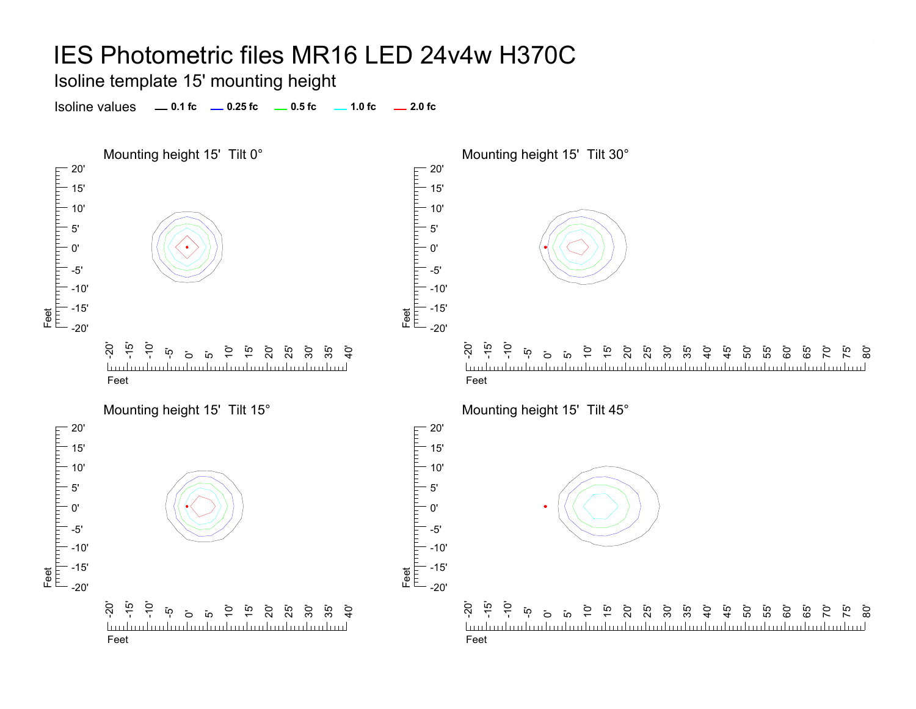# IES Photometric files MR16 LED 24v4w H370C

## Isoline template 15' mounting height

Isoline values — 0.1 fc — 0.25 fc — 0.5 fc — 1.0 fc — 2.0 fc

### Mounting height 15' Tilt 0°

### Mounting height 15' Tilt 30°

### Mounting height 15' Tilt 15°

### Mounting height 15' Tilt 45°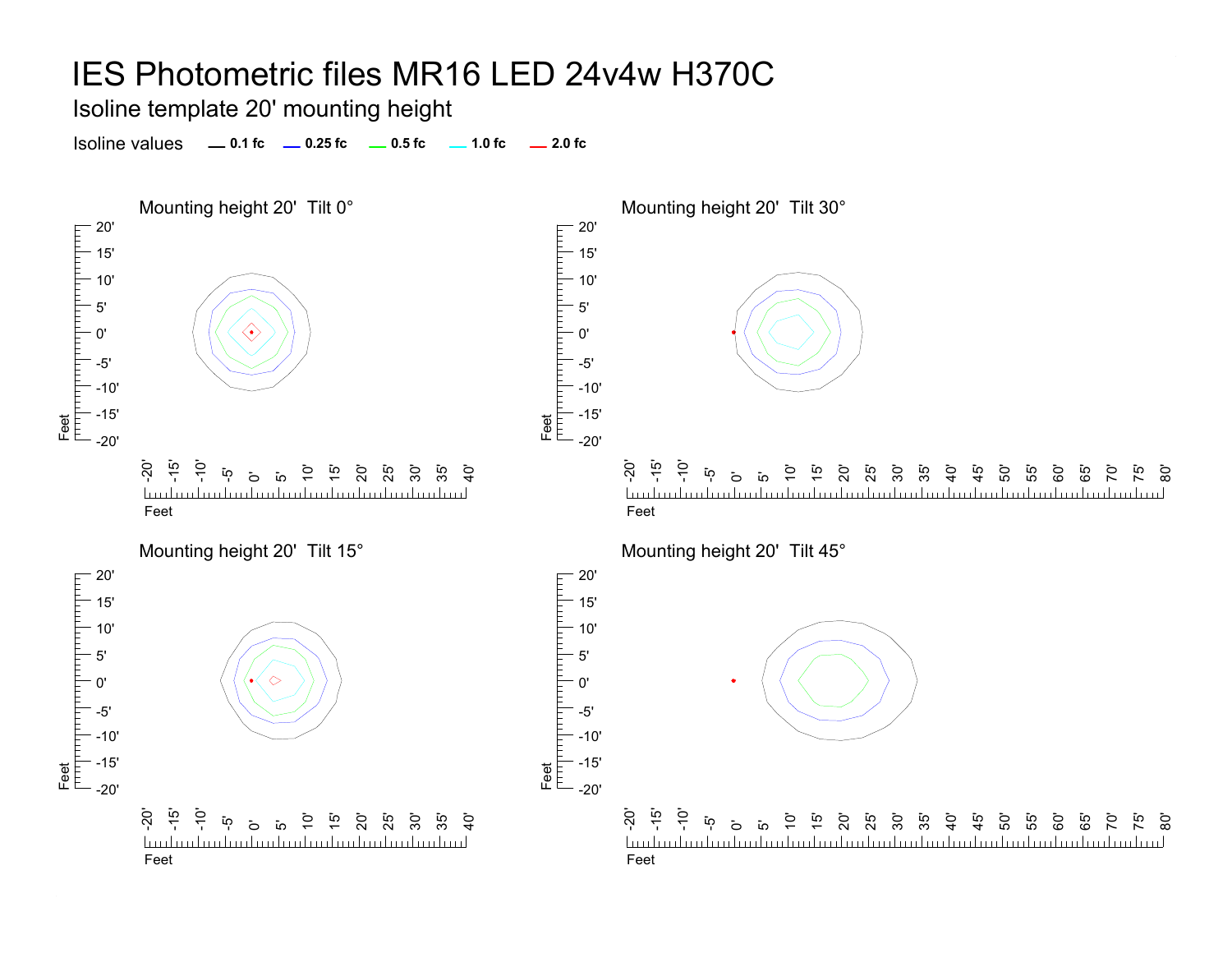# IES Photometric files MR16 LED 24v4w H370C

Isoline template 20' mounting height

Isoline values — 0.1 fc — 0.25 fc — 0.5 fc — 1.0 fc — 2.0 fc

Mounting height 20' Tilt 0°

Mounting height 20' Tilt 30°

Mounting height 20' Tilt 15°

Mounting height 20' Tilt 45°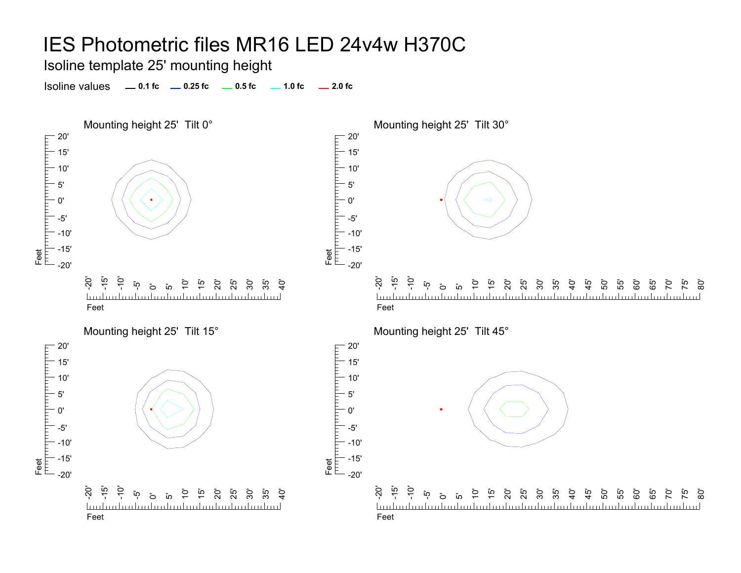# IES Photometric files MR16 LED 24v4w H370C

## Isoline template 25' mounting height

Isoline values — 0.1 fc — 0.25 fc — 0.5 fc — 1.0 fc — 2.0 fc

### Mounting height 25' Tilt 0°

### Mounting height 25' Tilt 30°

### Mounting height 25' Tilt 15°

### Mounting height 25' Tilt 45°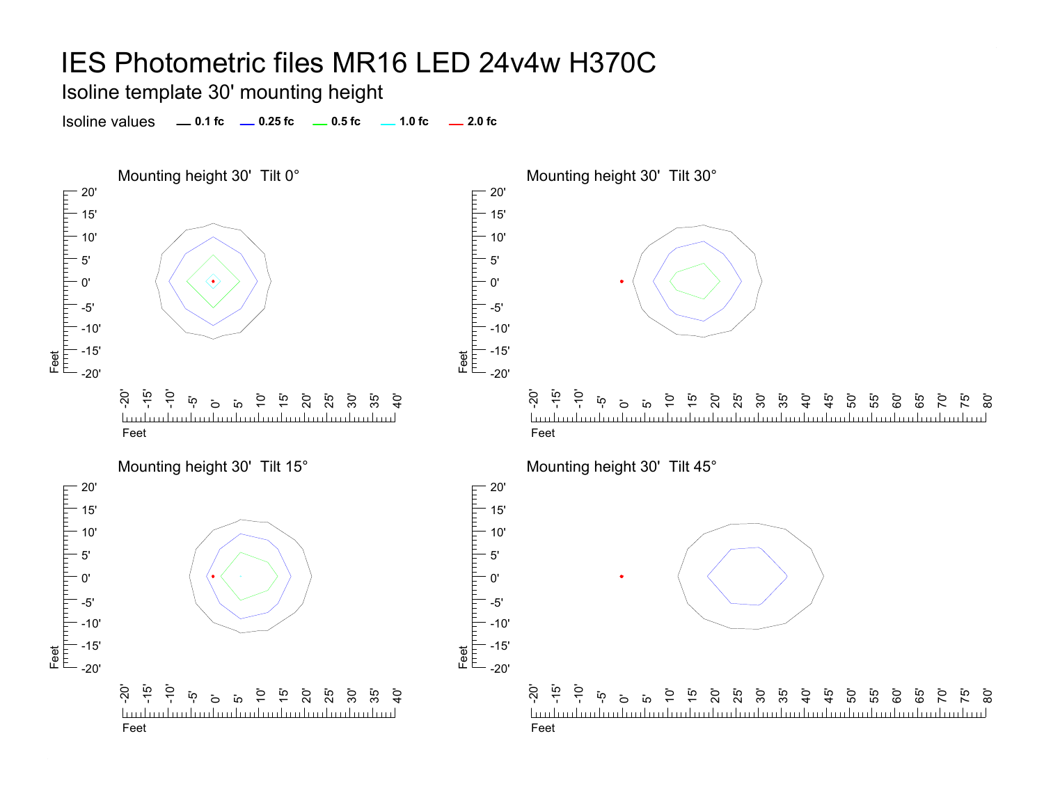# IES Photometric files MR16 LED 24v4w H370C

## Isoline template 30' mounting height

Isoline values — 0.1 fc — 0.25 fc — 0.5 fc — 1.0 fc — 2.0 fc

Mounting height 30' Tilt 0°

20' 15' 10' 5' 0' -5' -10' -15' -20'

Feet

-20' -15' -10' -5' 0' 5' 10' 15' 20' 25' 30' 35' 40'

Feet

Mounting height 30' Tilt 30°

20' 15' 10' 5' 0' -5' -10' -15' -20'

Feet

-20' -15' -10' -5' 0' 5' 10' 15' 20' 25' 30' 35' 40' 45' 50' 55' 60' 65' 70' 75' 80'

Feet

Mounting height 30' Tilt 15°

20' 15' 10' 5' 0' -5' -10' -15' -20'

Feet

-20' -15' -10' -5' 0' 5' 10' 15' 20' 25' 30' 35' 40'

Feet

Mounting height 30' Tilt 45°

20' 15' 10' 5' 0' -5' -10' -15' -20'

Feet

-20' -15' -10' -5' 0' 5' 10' 15' 20' 25' 30' 35' 40' 45' 50' 55' 60' 65' 70' 75' 80'

Feet